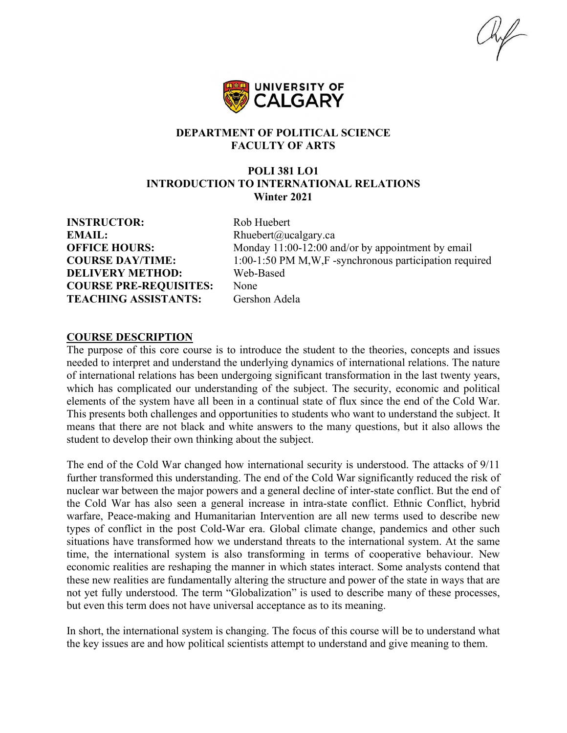UNIVERSITY OF CALGARY

**DEPARTMENT OF POLITICAL SCIENCE**
**FACULTY OF ARTS**

# POLI 381 LO1
# INTRODUCTION TO INTERNATIONAL RELATIONS
## Winter 2021

**INSTRUCTOR:** Rob Huebert
**EMAIL:** Rhuebert@ucalgary.ca
**OFFICE HOURS:** Monday 11:00-12:00 and/or by appointment by email
**COURSE DAY/TIME:** 1:00-1:50 PM M,W,F -synchronous participation required
**DELIVERY METHOD:** Web-Based
**COURSE PRE-REQUISITES:** None
**TEACHING ASSISTANTS:** Gershon Adela

## COURSE DESCRIPTION

The purpose of this core course is to introduce the student to the theories, concepts and issues needed to interpret and understand the underlying dynamics of international relations. The nature of international relations has been undergoing significant transformation in the last twenty years, which has complicated our understanding of the subject. The security, economic and political elements of the system have all been in a continual state of flux since the end of the Cold War. This presents both challenges and opportunities to students who want to understand the subject. It means that there are not black and white answers to the many questions, but it also allows the student to develop their own thinking about the subject.

The end of the Cold War changed how international security is understood. The attacks of 9/11 further transformed this understanding. The end of the Cold War significantly reduced the risk of nuclear war between the major powers and a general decline of inter-state conflict. But the end of the Cold War has also seen a general increase in intra-state conflict. Ethnic Conflict, hybrid warfare, Peace-making and Humanitarian Intervention are all new terms used to describe new types of conflict in the post Cold-War era. Global climate change, pandemics and other such situations have transformed how we understand threats to the international system. At the same time, the international system is also transforming in terms of cooperative behaviour. New economic realities are reshaping the manner in which states interact. Some analysts contend that these new realities are fundamentally altering the structure and power of the state in ways that are not yet fully understood. The term "Globalization" is used to describe many of these processes, but even this term does not have universal acceptance as to its meaning.

In short, the international system is changing. The focus of this course will be to understand what the key issues are and how political scientists attempt to understand and give meaning to them.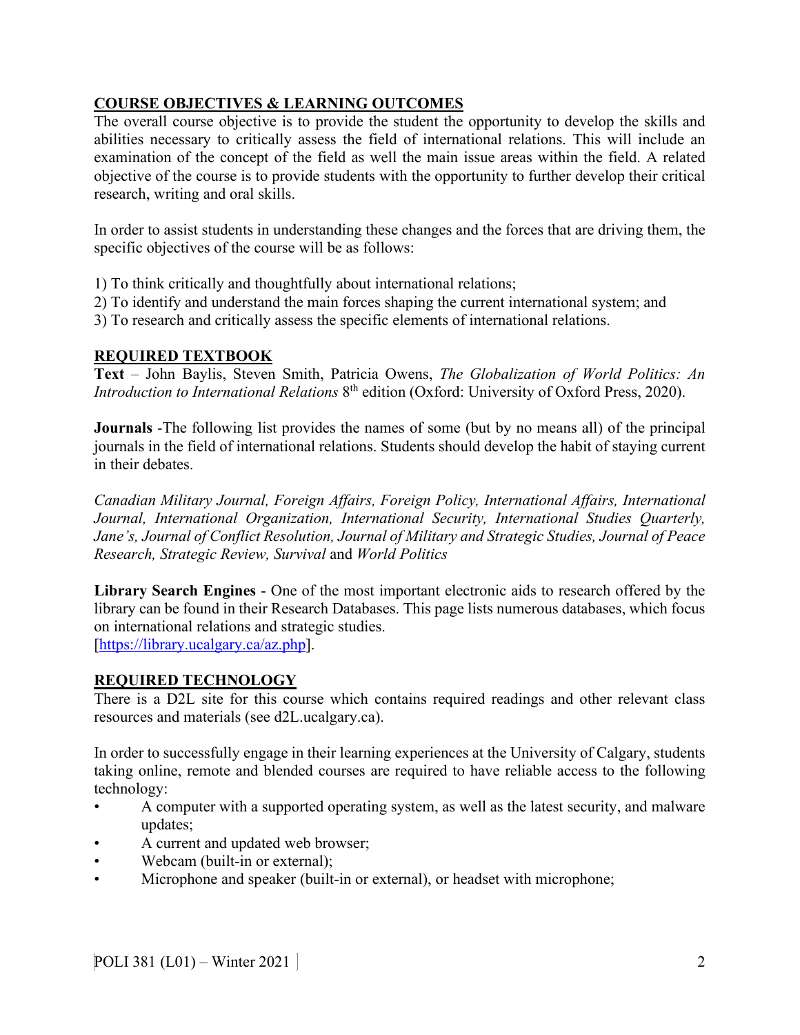## COURSE OBJECTIVES & LEARNING OUTCOMES

The overall course objective is to provide the student the opportunity to develop the skills and abilities necessary to critically assess the field of international relations. This will include an examination of the concept of the field as well the main issue areas within the field. A related objective of the course is to provide students with the opportunity to further develop their critical research, writing and oral skills.

In order to assist students in understanding these changes and the forces that are driving them, the specific objectives of the course will be as follows:

1) To think critically and thoughtfully about international relations;
2) To identify and understand the main forces shaping the current international system; and
3) To research and critically assess the specific elements of international relations.

## REQUIRED TEXTBOOK

**Text** – John Baylis, Steven Smith, Patricia Owens, *The Globalization of World Politics: An Introduction to International Relations* 8th edition (Oxford: University of Oxford Press, 2020).

**Journals** -The following list provides the names of some (but by no means all) of the principal journals in the field of international relations. Students should develop the habit of staying current in their debates.

*Canadian Military Journal, Foreign Affairs, Foreign Policy, International Affairs, International Journal, International Organization, International Security, International Studies Quarterly, Jane's, Journal of Conflict Resolution, Journal of Military and Strategic Studies, Journal of Peace Research, Strategic Review, Survival* and *World Politics*

**Library Search Engines** - One of the most important electronic aids to research offered by the library can be found in their Research Databases. This page lists numerous databases, which focus on international relations and strategic studies.
[https://library.ucalgary.ca/az.php].

## REQUIRED TECHNOLOGY

There is a D2L site for this course which contains required readings and other relevant class resources and materials (see d2L.ucalgary.ca).

In order to successfully engage in their learning experiences at the University of Calgary, students taking online, remote and blended courses are required to have reliable access to the following technology:

- A computer with a supported operating system, as well as the latest security, and malware updates;
- A current and updated web browser;
- Webcam (built-in or external);
- Microphone and speaker (built-in or external), or headset with microphone;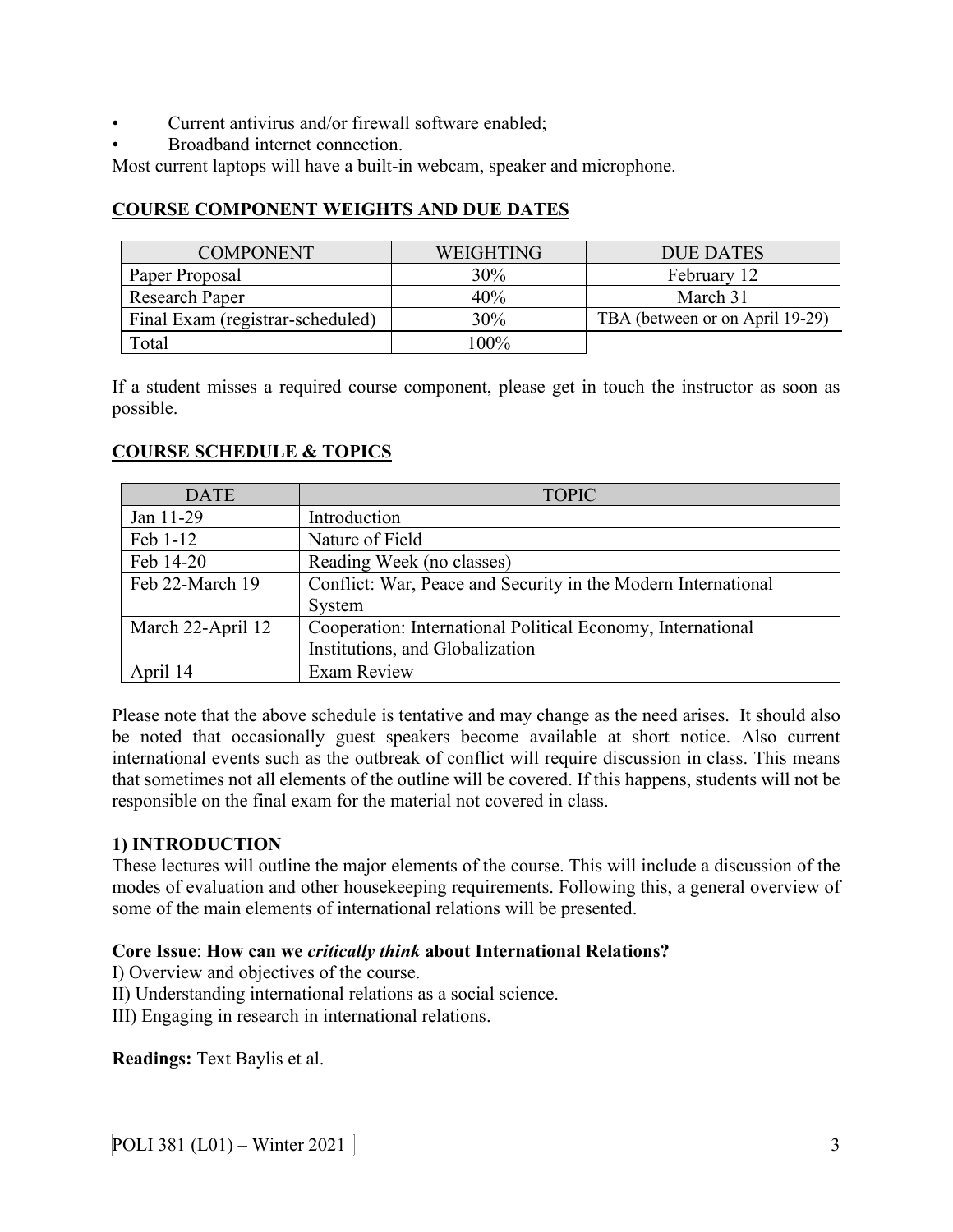- Current antivirus and/or firewall software enabled;
- Broadband internet connection.

Most current laptops will have a built-in webcam, speaker and microphone.

## COURSE COMPONENT WEIGHTS AND DUE DATES

| COMPONENT | WEIGHTING | DUE DATES |
|---|---|---|
| Paper Proposal | 30% | February 12 |
| Research Paper | 40% | March 31 |
| Final Exam (registrar-scheduled) | 30% | TBA (between or on April 19-29) |
| Total | 100% | |

If a student misses a required course component, please get in touch the instructor as soon as possible.

## COURSE SCHEDULE & TOPICS

| DATE | TOPIC |
|---|---|
| Jan 11-29 | Introduction |
| Feb 1-12 | Nature of Field |
| Feb 14-20 | Reading Week (no classes) |
| Feb 22-March 19 | Conflict: War, Peace and Security in the Modern International System |
| March 22-April 12 | Cooperation: International Political Economy, International Institutions, and Globalization |
| April 14 | Exam Review |

Please note that the above schedule is tentative and may change as the need arises. It should also be noted that occasionally guest speakers become available at short notice. Also current international events such as the outbreak of conflict will require discussion in class. This means that sometimes not all elements of the outline will be covered. If this happens, students will not be responsible on the final exam for the material not covered in class.

### 1) INTRODUCTION

These lectures will outline the major elements of the course. This will include a discussion of the modes of evaluation and other housekeeping requirements. Following this, a general overview of some of the main elements of international relations will be presented.

**Core Issue**: **How can we *critically think* about International Relations?**

I) Overview and objectives of the course.
II) Understanding international relations as a social science.
III) Engaging in research in international relations.

**Readings:** Text Baylis et al.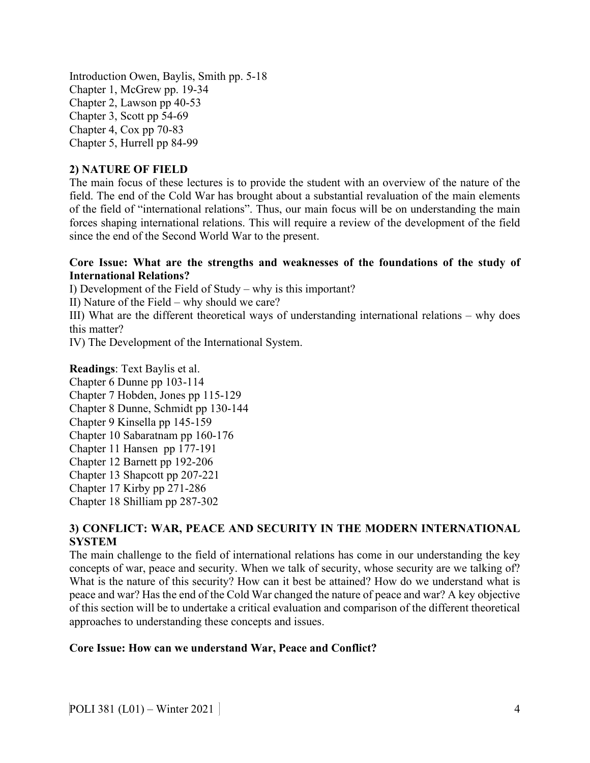Introduction Owen, Baylis, Smith pp. 5-18
Chapter 1, McGrew pp. 19-34
Chapter 2, Lawson pp 40-53
Chapter 3, Scott pp 54-69
Chapter 4, Cox pp 70-83
Chapter 5, Hurrell pp 84-99

## 2) NATURE OF FIELD

The main focus of these lectures is to provide the student with an overview of the nature of the field. The end of the Cold War has brought about a substantial revaluation of the main elements of the field of "international relations". Thus, our main focus will be on understanding the main forces shaping international relations. This will require a review of the development of the field since the end of the Second World War to the present.

**Core Issue: What are the strengths and weaknesses of the foundations of the study of International Relations?**

I) Development of the Field of Study – why is this important?
II) Nature of the Field – why should we care?
III) What are the different theoretical ways of understanding international relations – why does this matter?
IV) The Development of the International System.

**Readings**: Text Baylis et al.
Chapter 6 Dunne pp 103-114
Chapter 7 Hobden, Jones pp 115-129
Chapter 8 Dunne, Schmidt pp 130-144
Chapter 9 Kinsella pp 145-159
Chapter 10 Sabaratnam pp 160-176
Chapter 11 Hansen pp 177-191
Chapter 12 Barnett pp 192-206
Chapter 13 Shapcott pp 207-221
Chapter 17 Kirby pp 271-286
Chapter 18 Shilliam pp 287-302

## 3) CONFLICT: WAR, PEACE AND SECURITY IN THE MODERN INTERNATIONAL SYSTEM

The main challenge to the field of international relations has come in our understanding the key concepts of war, peace and security. When we talk of security, whose security are we talking of? What is the nature of this security? How can it best be attained? How do we understand what is peace and war? Has the end of the Cold War changed the nature of peace and war? A key objective of this section will be to undertake a critical evaluation and comparison of the different theoretical approaches to understanding these concepts and issues.

**Core Issue: How can we understand War, Peace and Conflict?**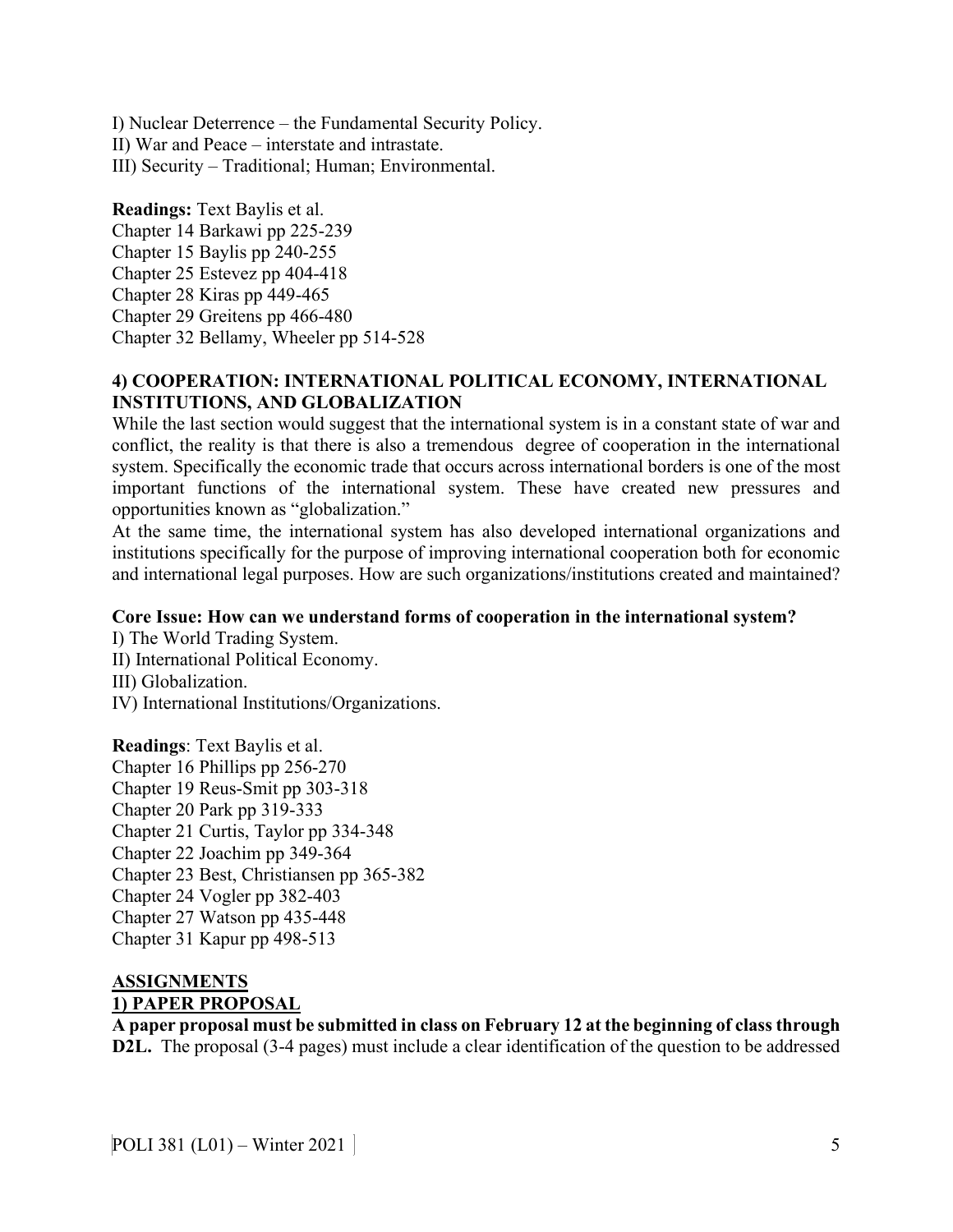I) Nuclear Deterrence – the Fundamental Security Policy.
II) War and Peace – interstate and intrastate.
III) Security – Traditional; Human; Environmental.

**Readings:** Text Baylis et al.
Chapter 14 Barkawi pp 225-239
Chapter 15 Baylis pp 240-255
Chapter 25 Estevez pp 404-418
Chapter 28 Kiras pp 449-465
Chapter 29 Greitens pp 466-480
Chapter 32 Bellamy, Wheeler pp 514-528

### 4) COOPERATION: INTERNATIONAL POLITICAL ECONOMY, INTERNATIONAL INSTITUTIONS, AND GLOBALIZATION

While the last section would suggest that the international system is in a constant state of war and conflict, the reality is that there is also a tremendous degree of cooperation in the international system. Specifically the economic trade that occurs across international borders is one of the most important functions of the international system. These have created new pressures and opportunities known as "globalization."

At the same time, the international system has also developed international organizations and institutions specifically for the purpose of improving international cooperation both for economic and international legal purposes. How are such organizations/institutions created and maintained?

**Core Issue: How can we understand forms of cooperation in the international system?**

I) The World Trading System.
II) International Political Economy.
III) Globalization.
IV) International Institutions/Organizations.

**Readings**: Text Baylis et al.
Chapter 16 Phillips pp 256-270
Chapter 19 Reus-Smit pp 303-318
Chapter 20 Park pp 319-333
Chapter 21 Curtis, Taylor pp 334-348
Chapter 22 Joachim pp 349-364
Chapter 23 Best, Christiansen pp 365-382
Chapter 24 Vogler pp 382-403
Chapter 27 Watson pp 435-448
Chapter 31 Kapur pp 498-513

## ASSIGNMENTS

### 1) PAPER PROPOSAL

**A paper proposal must be submitted in class on February 12 at the beginning of class through D2L.** The proposal (3-4 pages) must include a clear identification of the question to be addressed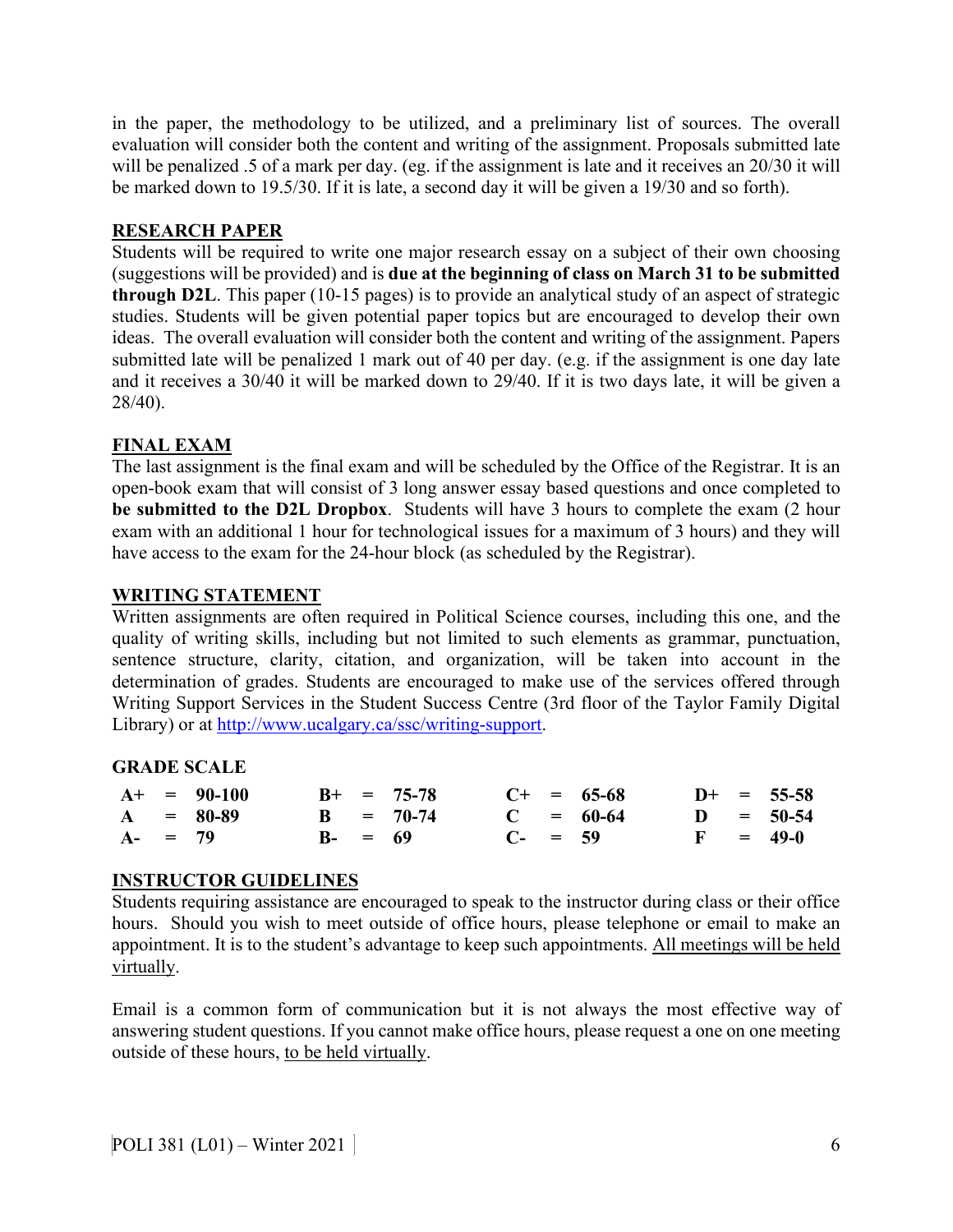in the paper, the methodology to be utilized, and a preliminary list of sources. The overall evaluation will consider both the content and writing of the assignment. Proposals submitted late will be penalized .5 of a mark per day. (eg. if the assignment is late and it receives an 20/30 it will be marked down to 19.5/30. If it is late, a second day it will be given a 19/30 and so forth).

## RESEARCH PAPER

Students will be required to write one major research essay on a subject of their own choosing (suggestions will be provided) and is **due at the beginning of class on March 31 to be submitted through D2L**. This paper (10-15 pages) is to provide an analytical study of an aspect of strategic studies. Students will be given potential paper topics but are encouraged to develop their own ideas. The overall evaluation will consider both the content and writing of the assignment. Papers submitted late will be penalized 1 mark out of 40 per day. (e.g. if the assignment is one day late and it receives a 30/40 it will be marked down to 29/40. If it is two days late, it will be given a 28/40).

## FINAL EXAM

The last assignment is the final exam and will be scheduled by the Office of the Registrar. It is an open-book exam that will consist of 3 long answer essay based questions and once completed to **be submitted to the D2L Dropbox**. Students will have 3 hours to complete the exam (2 hour exam with an additional 1 hour for technological issues for a maximum of 3 hours) and they will have access to the exam for the 24-hour block (as scheduled by the Registrar).

## WRITING STATEMENT

Written assignments are often required in Political Science courses, including this one, and the quality of writing skills, including but not limited to such elements as grammar, punctuation, sentence structure, clarity, citation, and organization, will be taken into account in the determination of grades. Students are encouraged to make use of the services offered through Writing Support Services in the Student Success Centre (3rd floor of the Taylor Family Digital Library) or at http://www.ucalgary.ca/ssc/writing-support.

## GRADE SCALE

| | | | |
|---|---|---|---|
| **A+ = 90-100** | **B+ = 75-78** | **C+ = 65-68** | **D+ = 55-58** |
| **A = 80-89** | **B = 70-74** | **C = 60-64** | **D = 50-54** |
| **A- = 79** | **B- = 69** | **C- = 59** | **F = 49-0** |

## INSTRUCTOR GUIDELINES

Students requiring assistance are encouraged to speak to the instructor during class or their office hours. Should you wish to meet outside of office hours, please telephone or email to make an appointment. It is to the student's advantage to keep such appointments. All meetings will be held virtually.

Email is a common form of communication but it is not always the most effective way of answering student questions. If you cannot make office hours, please request a one on one meeting outside of these hours, to be held virtually.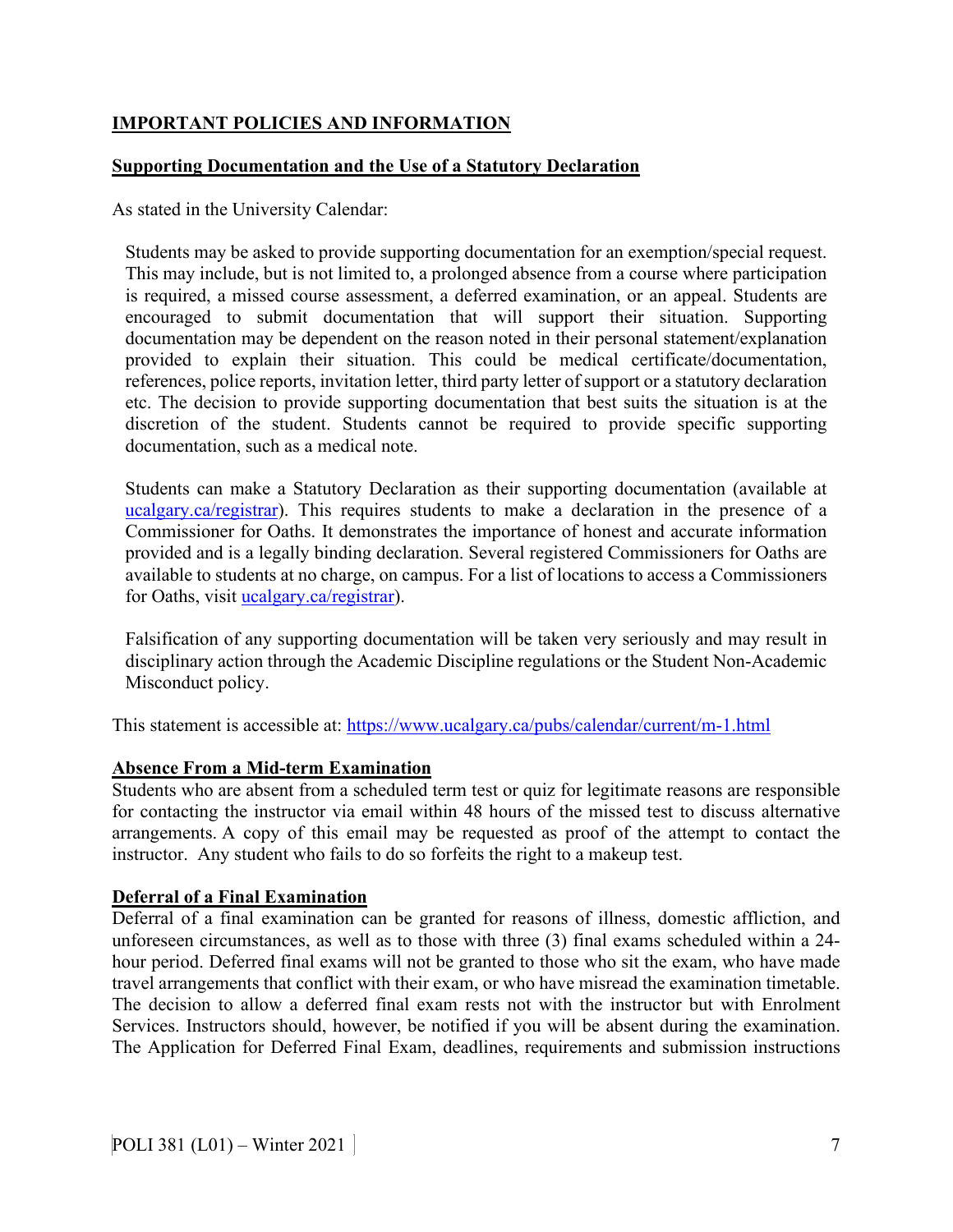## IMPORTANT POLICIES AND INFORMATION

### Supporting Documentation and the Use of a Statutory Declaration

As stated in the University Calendar:

> Students may be asked to provide supporting documentation for an exemption/special request. This may include, but is not limited to, a prolonged absence from a course where participation is required, a missed course assessment, a deferred examination, or an appeal. Students are encouraged to submit documentation that will support their situation. Supporting documentation may be dependent on the reason noted in their personal statement/explanation provided to explain their situation. This could be medical certificate/documentation, references, police reports, invitation letter, third party letter of support or a statutory declaration etc. The decision to provide supporting documentation that best suits the situation is at the discretion of the student. Students cannot be required to provide specific supporting documentation, such as a medical note.
>
> Students can make a Statutory Declaration as their supporting documentation (available at [ucalgary.ca/registrar](ucalgary.ca/registrar)). This requires students to make a declaration in the presence of a Commissioner for Oaths. It demonstrates the importance of honest and accurate information provided and is a legally binding declaration. Several registered Commissioners for Oaths are available to students at no charge, on campus. For a list of locations to access a Commissioners for Oaths, visit [ucalgary.ca/registrar](ucalgary.ca/registrar)).
>
> Falsification of any supporting documentation will be taken very seriously and may result in disciplinary action through the Academic Discipline regulations or the Student Non-Academic Misconduct policy.

This statement is accessible at: https://www.ucalgary.ca/pubs/calendar/current/m-1.html

### Absence From a Mid-term Examination

Students who are absent from a scheduled term test or quiz for legitimate reasons are responsible for contacting the instructor via email within 48 hours of the missed test to discuss alternative arrangements. A copy of this email may be requested as proof of the attempt to contact the instructor. Any student who fails to do so forfeits the right to a makeup test.

### Deferral of a Final Examination

Deferral of a final examination can be granted for reasons of illness, domestic affliction, and unforeseen circumstances, as well as to those with three (3) final exams scheduled within a 24-hour period. Deferred final exams will not be granted to those who sit the exam, who have made travel arrangements that conflict with their exam, or who have misread the examination timetable. The decision to allow a deferred final exam rests not with the instructor but with Enrolment Services. Instructors should, however, be notified if you will be absent during the examination. The Application for Deferred Final Exam, deadlines, requirements and submission instructions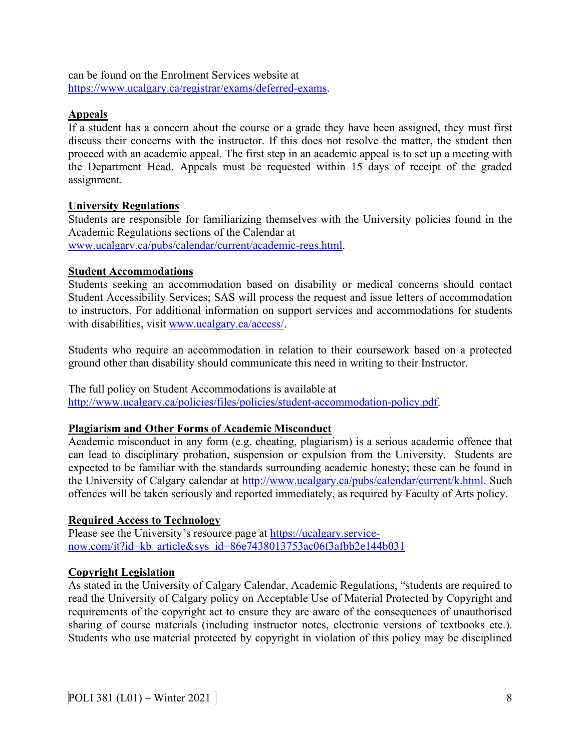can be found on the Enrolment Services website at https://www.ucalgary.ca/registrar/exams/deferred-exams.

**Appeals**

If a student has a concern about the course or a grade they have been assigned, they must first discuss their concerns with the instructor. If this does not resolve the matter, the student then proceed with an academic appeal. The first step in an academic appeal is to set up a meeting with the Department Head. Appeals must be requested within 15 days of receipt of the graded assignment.

**University Regulations**

Students are responsible for familiarizing themselves with the University policies found in the Academic Regulations sections of the Calendar at www.ucalgary.ca/pubs/calendar/current/academic-regs.html.

**Student Accommodations**

Students seeking an accommodation based on disability or medical concerns should contact Student Accessibility Services; SAS will process the request and issue letters of accommodation to instructors. For additional information on support services and accommodations for students with disabilities, visit www.ucalgary.ca/access/.

Students who require an accommodation in relation to their coursework based on a protected ground other than disability should communicate this need in writing to their Instructor.

The full policy on Student Accommodations is available at http://www.ucalgary.ca/policies/files/policies/student-accommodation-policy.pdf.

**Plagiarism and Other Forms of Academic Misconduct**

Academic misconduct in any form (e.g. cheating, plagiarism) is a serious academic offence that can lead to disciplinary probation, suspension or expulsion from the University. Students are expected to be familiar with the standards surrounding academic honesty; these can be found in the University of Calgary calendar at http://www.ucalgary.ca/pubs/calendar/current/k.html. Such offences will be taken seriously and reported immediately, as required by Faculty of Arts policy.

**Required Access to Technology**

Please see the University's resource page at https://ucalgary.service-now.com/it?id=kb_article&sys_id=86e7438013753ac06f3afbb2e144b031

**Copyright Legislation**

As stated in the University of Calgary Calendar, Academic Regulations, "students are required to read the University of Calgary policy on Acceptable Use of Material Protected by Copyright and requirements of the copyright act to ensure they are aware of the consequences of unauthorised sharing of course materials (including instructor notes, electronic versions of textbooks etc.). Students who use material protected by copyright in violation of this policy may be disciplined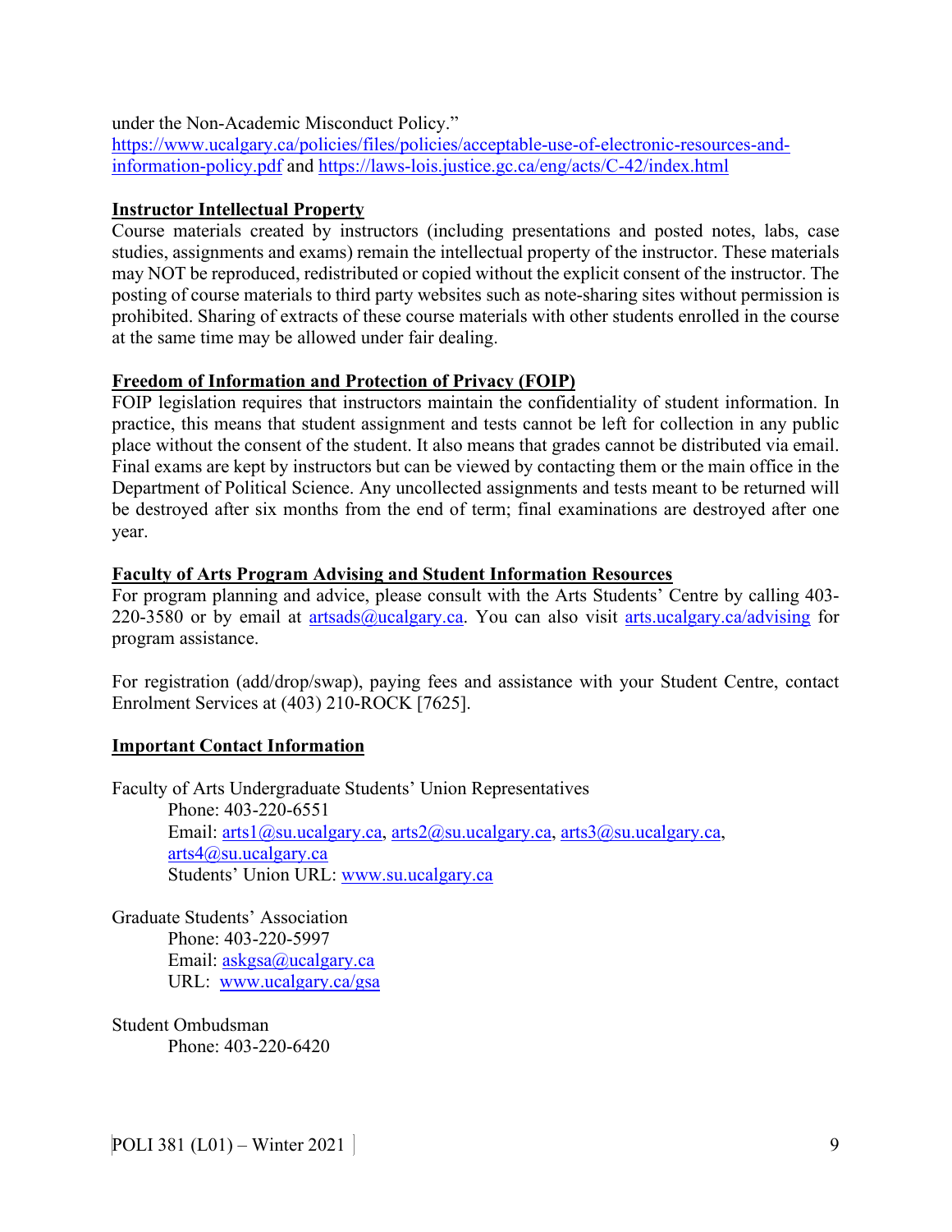under the Non-Academic Misconduct Policy."
https://www.ucalgary.ca/policies/files/policies/acceptable-use-of-electronic-resources-and-information-policy.pdf and https://laws-lois.justice.gc.ca/eng/acts/C-42/index.html

**Instructor Intellectual Property**

Course materials created by instructors (including presentations and posted notes, labs, case studies, assignments and exams) remain the intellectual property of the instructor. These materials may NOT be reproduced, redistributed or copied without the explicit consent of the instructor. The posting of course materials to third party websites such as note-sharing sites without permission is prohibited. Sharing of extracts of these course materials with other students enrolled in the course at the same time may be allowed under fair dealing.

**Freedom of Information and Protection of Privacy (FOIP)**

FOIP legislation requires that instructors maintain the confidentiality of student information. In practice, this means that student assignment and tests cannot be left for collection in any public place without the consent of the student. It also means that grades cannot be distributed via email. Final exams are kept by instructors but can be viewed by contacting them or the main office in the Department of Political Science. Any uncollected assignments and tests meant to be returned will be destroyed after six months from the end of term; final examinations are destroyed after one year.

**Faculty of Arts Program Advising and Student Information Resources**

For program planning and advice, please consult with the Arts Students' Centre by calling 403-220-3580 or by email at artsads@ucalgary.ca. You can also visit arts.ucalgary.ca/advising for program assistance.

For registration (add/drop/swap), paying fees and assistance with your Student Centre, contact Enrolment Services at (403) 210-ROCK [7625].

**Important Contact Information**

Faculty of Arts Undergraduate Students' Union Representatives
    Phone: 403-220-6551
    Email: arts1@su.ucalgary.ca, arts2@su.ucalgary.ca, arts3@su.ucalgary.ca, arts4@su.ucalgary.ca
    Students' Union URL: www.su.ucalgary.ca

Graduate Students' Association
    Phone: 403-220-5997
    Email: askgsa@ucalgary.ca
    URL: www.ucalgary.ca/gsa

Student Ombudsman
    Phone: 403-220-6420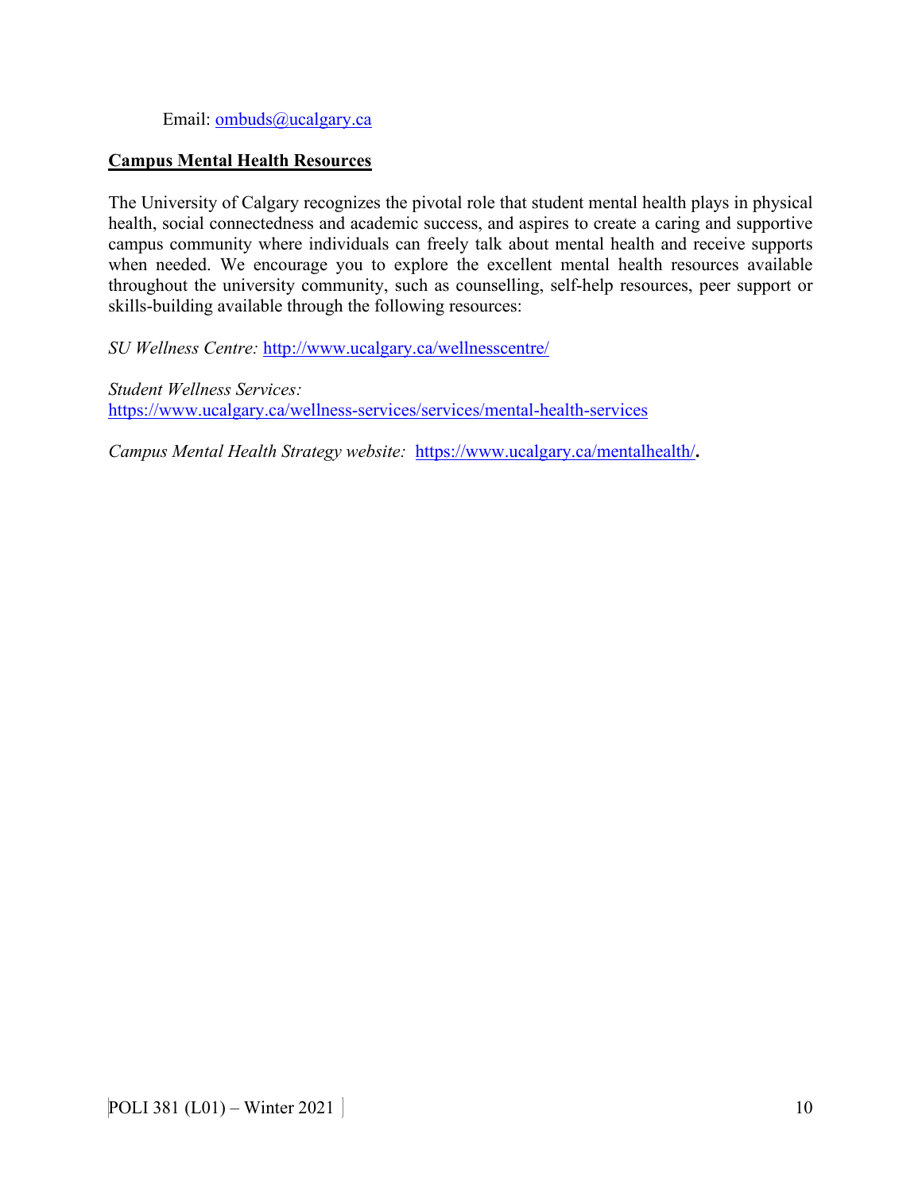Email: ombuds@ucalgary.ca

**Campus Mental Health Resources**

The University of Calgary recognizes the pivotal role that student mental health plays in physical health, social connectedness and academic success, and aspires to create a caring and supportive campus community where individuals can freely talk about mental health and receive supports when needed. We encourage you to explore the excellent mental health resources available throughout the university community, such as counselling, self-help resources, peer support or skills-building available through the following resources:

*SU Wellness Centre:* http://www.ucalgary.ca/wellnesscentre/

*Student Wellness Services:*
https://www.ucalgary.ca/wellness-services/services/mental-health-services

*Campus Mental Health Strategy website:* https://www.ucalgary.ca/mentalhealth/**.**